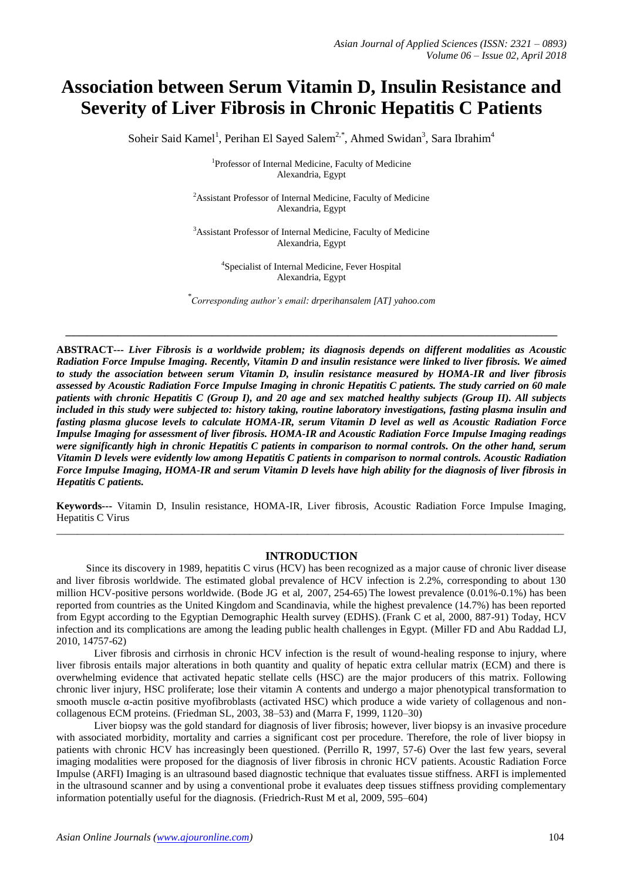# Association between Serum Vitamin D, Insulin Resistance and Severity of Liver Fibrosis in Chronic Hepatitis C Patients

Soheir Said Kamel[1], Perihan El Sayed Salem[2,*], Ahmed Swidan[3], Sara Ibrahim[4]

[1]Professor of Internal Medicine, Faculty of Medicine
Alexandria, Egypt

[2]Assistant Professor of Internal Medicine, Faculty of Medicine
Alexandria, Egypt

[3]Assistant Professor of Internal Medicine, Faculty of Medicine
Alexandria, Egypt

[4]Specialist of Internal Medicine, Fever Hospital
Alexandria, Egypt

[*]*Corresponding author's email: drperihansalem [AT] yahoo.com*

---

**ABSTRACT---** ***Liver Fibrosis is a worldwide problem; its diagnosis depends on different modalities as Acoustic Radiation Force Impulse Imaging. Recently, Vitamin D and insulin resistance were linked to liver fibrosis. We aimed to study the association between serum Vitamin D, insulin resistance measured by HOMA-IR and liver fibrosis assessed by Acoustic Radiation Force Impulse Imaging in chronic Hepatitis C patients. The study carried on 60 male patients with chronic Hepatitis C (Group I), and 20 age and sex matched healthy subjects (Group II). All subjects included in this study were subjected to: history taking, routine laboratory investigations, fasting plasma insulin and fasting plasma glucose levels to calculate HOMA-IR, serum Vitamin D level as well as Acoustic Radiation Force Impulse Imaging for assessment of liver fibrosis. HOMA-IR and Acoustic Radiation Force Impulse Imaging readings were significantly high in chronic Hepatitis C patients in comparison to normal controls. On the other hand, serum Vitamin D levels were evidently low among Hepatitis C patients in comparison to normal controls. Acoustic Radiation Force Impulse Imaging, HOMA-IR and serum Vitamin D levels have high ability for the diagnosis of liver fibrosis in Hepatitis C patients.***

**Keywords---** Vitamin D, Insulin resistance, HOMA-IR, Liver fibrosis, Acoustic Radiation Force Impulse Imaging, Hepatitis C Virus

---

## INTRODUCTION

Since its discovery in 1989, hepatitis C virus (HCV) has been recognized as a major cause of chronic liver disease and liver fibrosis worldwide. The estimated global prevalence of HCV infection is 2.2%, corresponding to about 130 million HCV-positive persons worldwide. (Bode JG et al, 2007, 254-65) The lowest prevalence (0.01%-0.1%) has been reported from countries as the United Kingdom and Scandinavia, while the highest prevalence (14.7%) has been reported from Egypt according to the Egyptian Demographic Health survey (EDHS). (Frank C et al, 2000, 887-91) Today, HCV infection and its complications are among the leading public health challenges in Egypt. (Miller FD and Abu Raddad LJ, 2010, 14757-62)

Liver fibrosis and cirrhosis in chronic HCV infection is the result of wound-healing response to injury, where liver fibrosis entails major alterations in both quantity and quality of hepatic extra cellular matrix (ECM) and there is overwhelming evidence that activated hepatic stellate cells (HSC) are the major producers of this matrix. Following chronic liver injury, HSC proliferate; lose their vitamin A contents and undergo a major phenotypical transformation to smooth muscle α-actin positive myofibroblasts (activated HSC) which produce a wide variety of collagenous and non-collagenous ECM proteins. (Friedman SL, 2003, 38–53) and (Marra F, 1999, 1120–30)

Liver biopsy was the gold standard for diagnosis of liver fibrosis; however, liver biopsy is an invasive procedure with associated morbidity, mortality and carries a significant cost per procedure. Therefore, the role of liver biopsy in patients with chronic HCV has increasingly been questioned. (Perrillo R, 1997, 57-6) Over the last few years, several imaging modalities were proposed for the diagnosis of liver fibrosis in chronic HCV patients. Acoustic Radiation Force Impulse (ARFI) Imaging is an ultrasound based diagnostic technique that evaluates tissue stiffness. ARFI is implemented in the ultrasound scanner and by using a conventional probe it evaluates deep tissues stiffness providing complementary information potentially useful for the diagnosis. (Friedrich-Rust M et al, 2009, 595–604)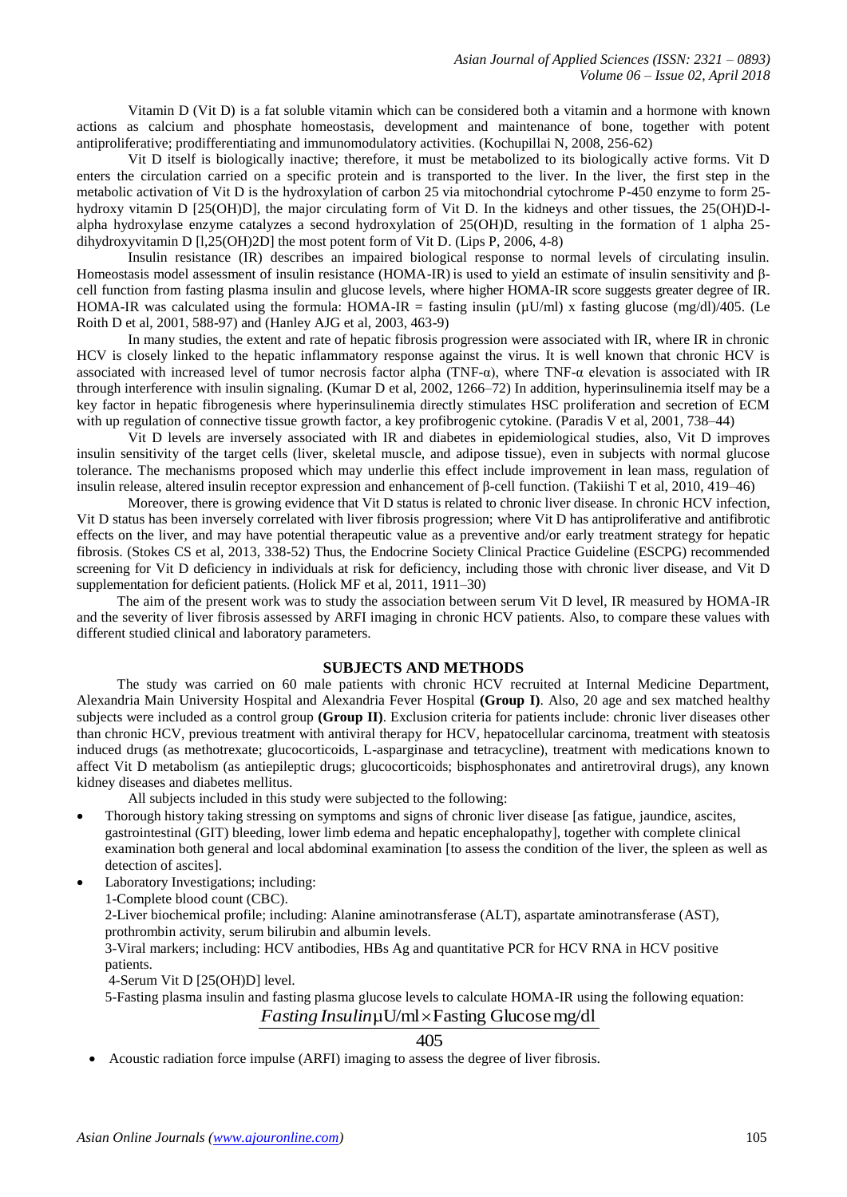Vitamin D (Vit D) is a fat soluble vitamin which can be considered both a vitamin and a hormone with known actions as calcium and phosphate homeostasis, development and maintenance of bone, together with potent antiproliferative; prodifferentiating and immunomodulatory activities. (Kochupillai N, 2008, 256-62)

Vit D itself is biologically inactive; therefore, it must be metabolized to its biologically active forms. Vit D enters the circulation carried on a specific protein and is transported to the liver. In the liver, the first step in the metabolic activation of Vit D is the hydroxylation of carbon 25 via mitochondrial cytochrome P-450 enzyme to form 25-hydroxy vitamin D [25(OH)D], the major circulating form of Vit D. In the kidneys and other tissues, the 25(OH)D-l-alpha hydroxylase enzyme catalyzes a second hydroxylation of 25(OH)D, resulting in the formation of 1 alpha 25-dihydroxyvitamin D [l,25(OH)2D] the most potent form of Vit D. (Lips P, 2006, 4-8)

Insulin resistance (IR) describes an impaired biological response to normal levels of circulating insulin. Homeostasis model assessment of insulin resistance (HOMA-IR) is used to yield an estimate of insulin sensitivity and β-cell function from fasting plasma insulin and glucose levels, where higher HOMA-IR score suggests greater degree of IR. HOMA-IR was calculated using the formula: HOMA-IR = fasting insulin (µU/ml) x fasting glucose (mg/dl)/405. (Le Roith D et al, 2001, 588-97) and (Hanley AJG et al, 2003, 463-9)

In many studies, the extent and rate of hepatic fibrosis progression were associated with IR, where IR in chronic HCV is closely linked to the hepatic inflammatory response against the virus. It is well known that chronic HCV is associated with increased level of tumor necrosis factor alpha (TNF-α), where TNF-α elevation is associated with IR through interference with insulin signaling. (Kumar D et al, 2002, 1266–72) In addition, hyperinsulinemia itself may be a key factor in hepatic fibrogenesis where hyperinsulinemia directly stimulates HSC proliferation and secretion of ECM with up regulation of connective tissue growth factor, a key profibrogenic cytokine. (Paradis V et al, 2001, 738–44)

Vit D levels are inversely associated with IR and diabetes in epidemiological studies, also, Vit D improves insulin sensitivity of the target cells (liver, skeletal muscle, and adipose tissue), even in subjects with normal glucose tolerance. The mechanisms proposed which may underlie this effect include improvement in lean mass, regulation of insulin release, altered insulin receptor expression and enhancement of β-cell function. (Takiishi T et al, 2010, 419–46)

Moreover, there is growing evidence that Vit D status is related to chronic liver disease. In chronic HCV infection, Vit D status has been inversely correlated with liver fibrosis progression; where Vit D has antiproliferative and antifibrotic effects on the liver, and may have potential therapeutic value as a preventive and/or early treatment strategy for hepatic fibrosis. (Stokes CS et al, 2013, 338-52) Thus, the Endocrine Society Clinical Practice Guideline (ESCPG) recommended screening for Vit D deficiency in individuals at risk for deficiency, including those with chronic liver disease, and Vit D supplementation for deficient patients. (Holick MF et al, 2011, 1911–30)

The aim of the present work was to study the association between serum Vit D level, IR measured by HOMA-IR and the severity of liver fibrosis assessed by ARFI imaging in chronic HCV patients. Also, to compare these values with different studied clinical and laboratory parameters.

## SUBJECTS AND METHODS

The study was carried on 60 male patients with chronic HCV recruited at Internal Medicine Department, Alexandria Main University Hospital and Alexandria Fever Hospital **(Group I)**. Also, 20 age and sex matched healthy subjects were included as a control group **(Group II)**. Exclusion criteria for patients include: chronic liver diseases other than chronic HCV, previous treatment with antiviral therapy for HCV, hepatocellular carcinoma, treatment with steatosis induced drugs (as methotrexate; glucocorticoids, L-asparginase and tetracycline), treatment with medications known to affect Vit D metabolism (as antiepileptic drugs; glucocorticoids; bisphosphonates and antiretroviral drugs), any known kidney diseases and diabetes mellitus.

All subjects included in this study were subjected to the following:

- Thorough history taking stressing on symptoms and signs of chronic liver disease [as fatigue, jaundice, ascites, gastrointestinal (GIT) bleeding, lower limb edema and hepatic encephalopathy], together with complete clinical examination both general and local abdominal examination [to assess the condition of the liver, the spleen as well as detection of ascites].
- Laboratory Investigations; including:

  1-Complete blood count (CBC).

  2-Liver biochemical profile; including: Alanine aminotransferase (ALT), aspartate aminotransferase (AST), prothrombin activity, serum bilirubin and albumin levels.

  3-Viral markers; including: HCV antibodies, HBs Ag and quantitative PCR for HCV RNA in HCV positive patients.

  4-Serum Vit D [25(OH)D] level.

  5-Fasting plasma insulin and fasting plasma glucose levels to calculate HOMA-IR using the following equation:

$$\frac{\textit{Fasting Insulin}\,\mu\text{U/ml} \times \text{Fasting Glucose mg/dl}}{405}$$

- Acoustic radiation force impulse (ARFI) imaging to assess the degree of liver fibrosis.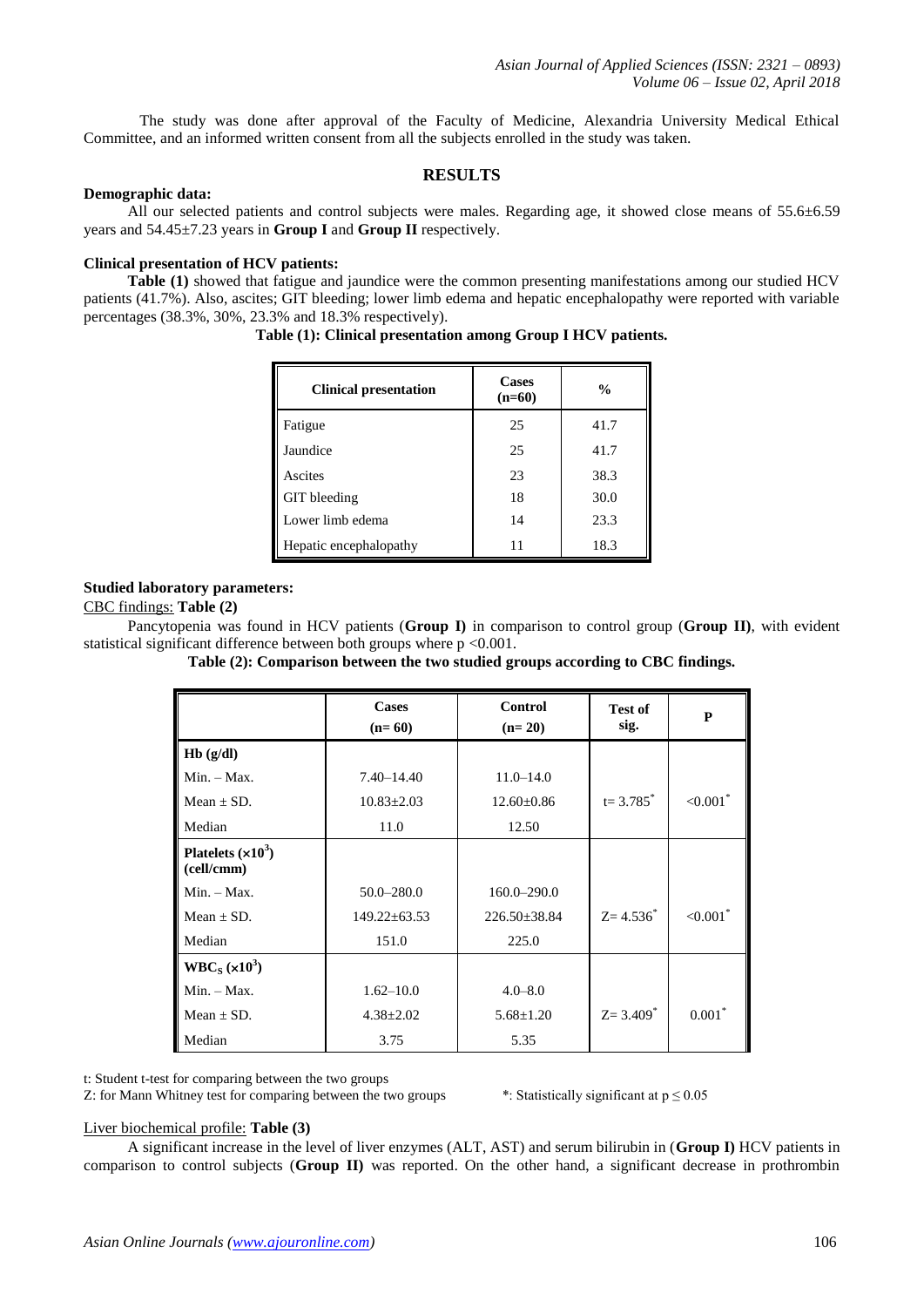The study was done after approval of the Faculty of Medicine, Alexandria University Medical Ethical Committee, and an informed written consent from all the subjects enrolled in the study was taken.

## RESULTS

**Demographic data:**

All our selected patients and control subjects were males. Regarding age, it showed close means of 55.6±6.59 years and 54.45±7.23 years in **Group I** and **Group II** respectively.

**Clinical presentation of HCV patients:**

**Table (1)** showed that fatigue and jaundice were the common presenting manifestations among our studied HCV patients (41.7%). Also, ascites; GIT bleeding; lower limb edema and hepatic encephalopathy were reported with variable percentages (38.3%, 30%, 23.3% and 18.3% respectively).

**Table (1): Clinical presentation among Group I HCV patients.**

| Clinical presentation | Cases (n=60) | % |
|---|---|---|
| Fatigue | 25 | 41.7 |
| Jaundice | 25 | 41.7 |
| Ascites | 23 | 38.3 |
| GIT bleeding | 18 | 30.0 |
| Lower limb edema | 14 | 23.3 |
| Hepatic encephalopathy | 11 | 18.3 |

**Studied laboratory parameters:**

CBC findings: **Table (2)**

Pancytopenia was found in HCV patients (**Group I**) in comparison to control group (**Group II**), with evident statistical significant difference between both groups where $p < 0.001$.

**Table (2): Comparison between the two studied groups according to CBC findings.**

| | Cases (n= 60) | Control (n= 20) | Test of sig. | P |
|---|---|---|---|---|
| **Hb (g/dl)** | | | | |
| Min. – Max. | 7.40–14.40 | 11.0–14.0 | | |
| Mean ± SD. | 10.83±2.03 | 12.60±0.86 | t= 3.785* | <0.001* |
| Median | 11.0 | 12.50 | | |
| **Platelets ($\times10^3$) (cell/cmm)** | | | | |
| Min. – Max. | 50.0–280.0 | 160.0–290.0 | | |
| Mean ± SD. | 149.22±63.53 | 226.50±38.84 | Z= 4.536* | <0.001* |
| Median | 151.0 | 225.0 | | |
| **WBCs ($\times10^3$)** | | | | |
| Min. – Max. | 1.62–10.0 | 4.0–8.0 | | |
| Mean ± SD. | 4.38±2.02 | 5.68±1.20 | Z= 3.409* | 0.001* |
| Median | 3.75 | 5.35 | | |

t: Student t-test for comparing between the two groups

Z: for Mann Whitney test for comparing between the two groups

*: Statistically significant at $p \leq 0.05$

Liver biochemical profile: **Table (3)**

A significant increase in the level of liver enzymes (ALT, AST) and serum bilirubin in (**Group I**) HCV patients in comparison to control subjects (**Group II**) was reported. On the other hand, a significant decrease in prothrombin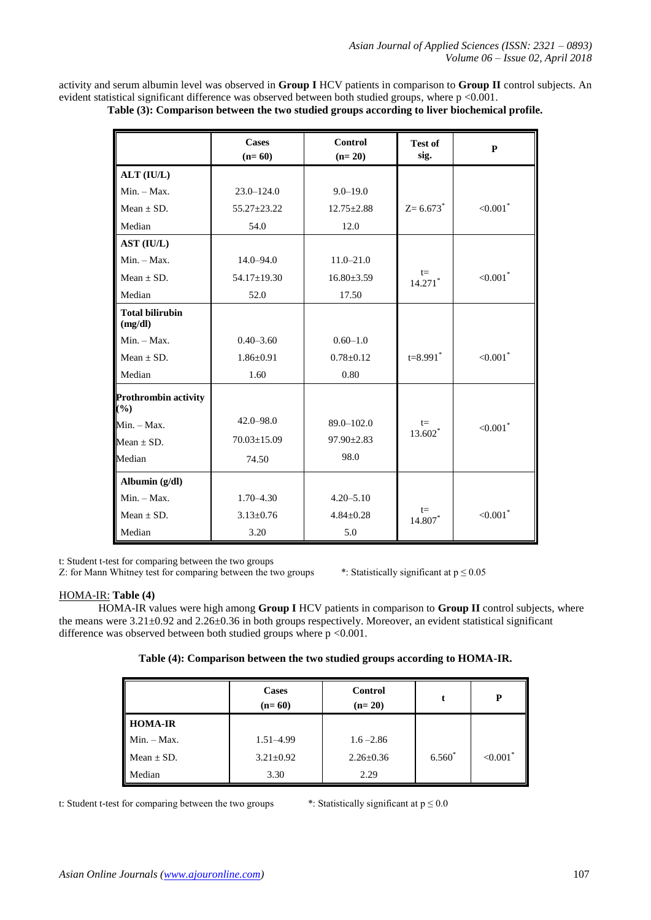activity and serum albumin level was observed in **Group I** HCV patients in comparison to **Group II** control subjects. An evident statistical significant difference was observed between both studied groups, where $p < 0.001$.

**Table (3): Comparison between the two studied groups according to liver biochemical profile.**

| | Cases (n= 60) | Control (n= 20) | Test of sig. | P |
|---|---|---|---|---|
| **ALT (IU/L)** | | | | |
| Min. – Max. | 23.0–124.0 | 9.0–19.0 | | |
| Mean ± SD. | 55.27±23.22 | 12.75±2.88 | Z= 6.673* | <0.001* |
| Median | 54.0 | 12.0 | | |
| **AST (IU/L)** | | | | |
| Min. – Max. | 14.0–94.0 | 11.0–21.0 | | |
| Mean ± SD. | 54.17±19.30 | 16.80±3.59 | t= 14.271* | <0.001* |
| Median | 52.0 | 17.50 | | |
| **Total bilirubin (mg/dl)** | | | | |
| Min. – Max. | 0.40–3.60 | 0.60–1.0 | | |
| Mean ± SD. | 1.86±0.91 | 0.78±0.12 | t=8.991* | <0.001* |
| Median | 1.60 | 0.80 | | |
| **Prothrombin activity (%)** | | | | |
| Min. – Max. | 42.0–98.0 | 89.0–102.0 | | |
| Mean ± SD. | 70.03±15.09 | 97.90±2.83 | t= 13.602* | <0.001* |
| Median | 74.50 | 98.0 | | |
| **Albumin (g/dl)** | | | | |
| Min. – Max. | 1.70–4.30 | 4.20–5.10 | | |
| Mean ± SD. | 3.13±0.76 | 4.84±0.28 | t= 14.807* | <0.001* |
| Median | 3.20 | 5.0 | | |

t: Student t-test for comparing between the two groups
Z: for Mann Whitney test for comparing between the two groups *: Statistically significant at $p \leq 0.05$

HOMA-IR: **Table (4)**

HOMA-IR values were high among **Group I** HCV patients in comparison to **Group II** control subjects, where the means were 3.21±0.92 and 2.26±0.36 in both groups respectively. Moreover, an evident statistical significant difference was observed between both studied groups where $p < 0.001$.

**Table (4): Comparison between the two studied groups according to HOMA-IR.**

| | Cases (n= 60) | Control (n= 20) | t | P |
|---|---|---|---|---|
| **HOMA-IR** | | | | |
| Min. – Max. | 1.51–4.99 | 1.6 –2.86 | | |
| Mean ± SD. | 3.21±0.92 | 2.26±0.36 | 6.560* | <0.001* |
| Median | 3.30 | 2.29 | | |

t: Student t-test for comparing between the two groups *: Statistically significant at $p \leq 0.0$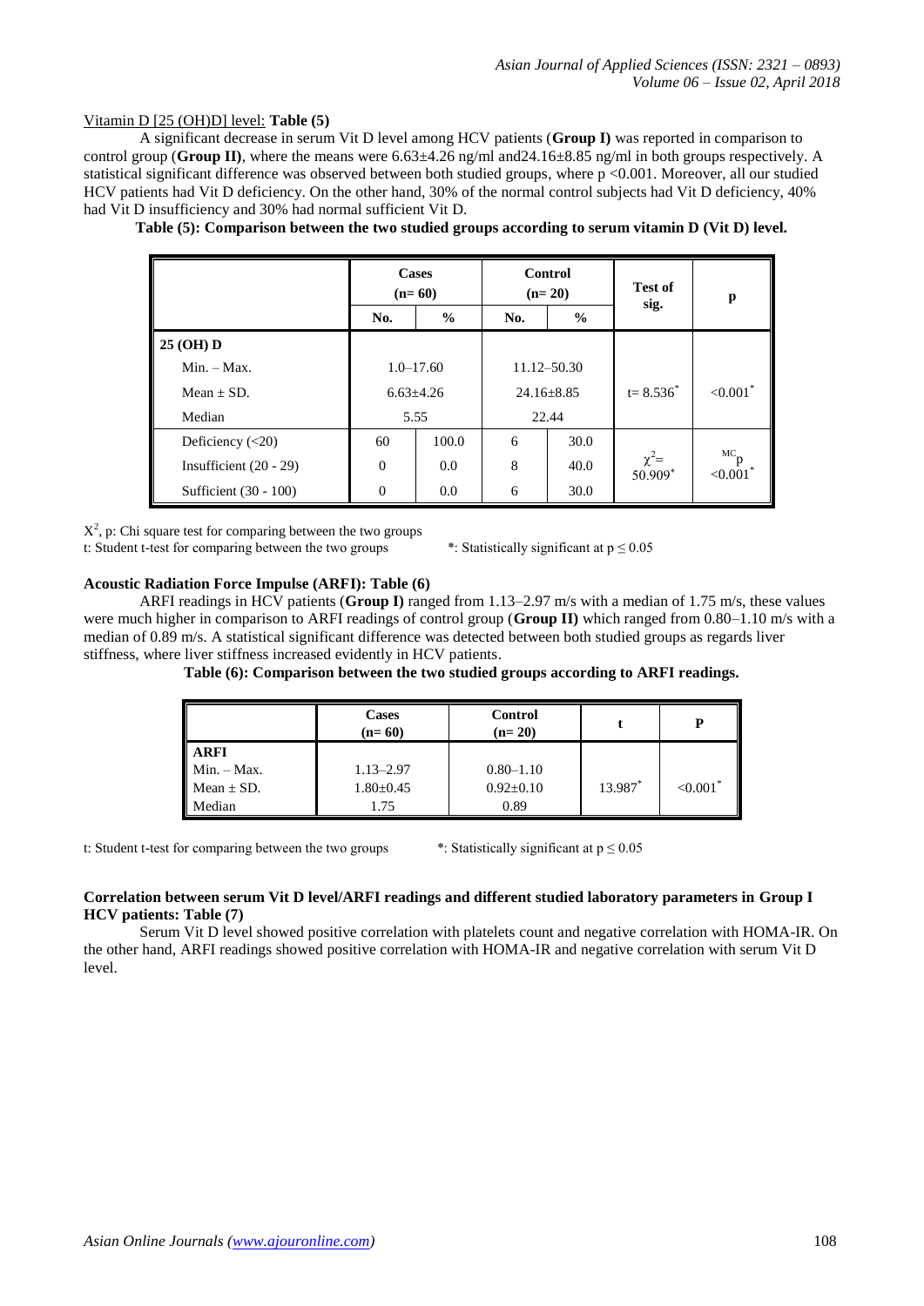Vitamin D [25 (OH)D] level: **Table (5)**

A significant decrease in serum Vit D level among HCV patients (**Group I)** was reported in comparison to control group (**Group II)**, where the means were 6.63±4.26 ng/ml and24.16±8.85 ng/ml in both groups respectively. A statistical significant difference was observed between both studied groups, where p <0.001. Moreover, all our studied HCV patients had Vit D deficiency. On the other hand, 30% of the normal control subjects had Vit D deficiency, 40% had Vit D insufficiency and 30% had normal sufficient Vit D.

**Table (5): Comparison between the two studied groups according to serum vitamin D (Vit D) level.**

| | Cases (n= 60) | | Control (n= 20) | | Test of sig. | p |
|---|---|---|---|---|---|---|
| | No. | % | No. | % | | |
| **25 (OH) D** | | | | | | |
| Min. – Max. | 1.0–17.60 | | 11.12–50.30 | | t= 8.536* | <0.001* |
| Mean ± SD. | 6.63±4.26 | | 24.16±8.85 | | | |
| Median | 5.55 | | 22.44 | | | |
| Deficiency (<20) | 60 | 100.0 | 6 | 30.0 | $\chi^2$= 50.909* | $^{MC}$p <0.001* |
| Insufficient (20 - 29) | 0 | 0.0 | 8 | 40.0 | | |
| Sufficient (30 - 100) | 0 | 0.0 | 6 | 30.0 | | |

$X^2$, p: Chi square test for comparing between the two groups
t: Student t-test for comparing between the two groups *: Statistically significant at $p \leq 0.05$

**Acoustic Radiation Force Impulse (ARFI): Table (6)**

ARFI readings in HCV patients (**Group I)** ranged from 1.13–2.97 m/s with a median of 1.75 m/s, these values were much higher in comparison to ARFI readings of control group (**Group II)** which ranged from 0.80–1.10 m/s with a median of 0.89 m/s. A statistical significant difference was detected between both studied groups as regards liver stiffness, where liver stiffness increased evidently in HCV patients.

**Table (6): Comparison between the two studied groups according to ARFI readings.**

| | Cases (n= 60) | Control (n= 20) | t | P |
|---|---|---|---|---|
| **ARFI** | | | | |
| Min. – Max. | 1.13–2.97 | 0.80–1.10 | 13.987* | <0.001* |
| Mean ± SD. | 1.80±0.45 | 0.92±0.10 | | |
| Median | 1.75 | 0.89 | | |

t: Student t-test for comparing between the two groups *: Statistically significant at $p \leq 0.05$

**Correlation between serum Vit D level/ARFI readings and different studied laboratory parameters in Group I HCV patients: Table (7)**

Serum Vit D level showed positive correlation with platelets count and negative correlation with HOMA-IR. On the other hand, ARFI readings showed positive correlation with HOMA-IR and negative correlation with serum Vit D level.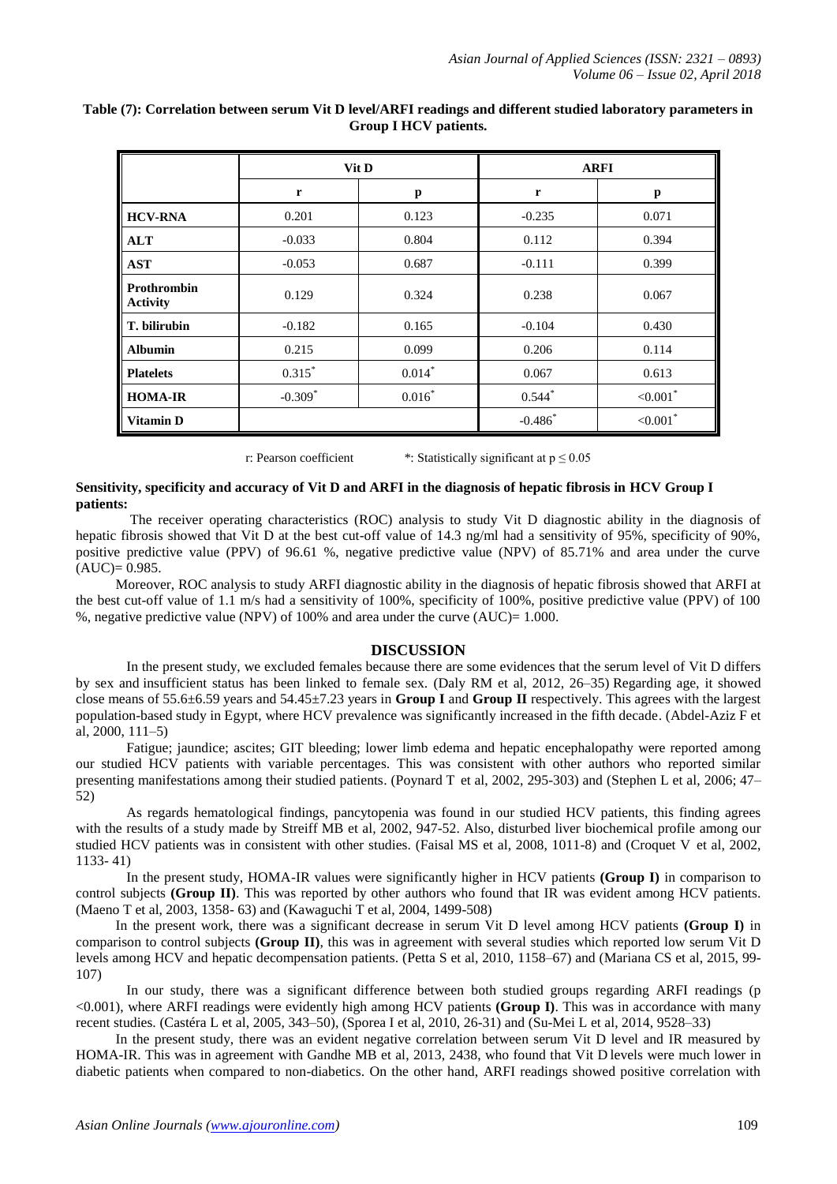**Table (7): Correlation between serum Vit D level/ARFI readings and different studied laboratory parameters in Group I HCV patients.**

| | Vit D | | ARFI | |
|---|---|---|---|---|
| | r | p | r | p |
| **HCV-RNA** | 0.201 | 0.123 | -0.235 | 0.071 |
| **ALT** | -0.033 | 0.804 | 0.112 | 0.394 |
| **AST** | -0.053 | 0.687 | -0.111 | 0.399 |
| **Prothrombin Activity** | 0.129 | 0.324 | 0.238 | 0.067 |
| **T. bilirubin** | -0.182 | 0.165 | -0.104 | 0.430 |
| **Albumin** | 0.215 | 0.099 | 0.206 | 0.114 |
| **Platelets** | 0.315* | 0.014* | 0.067 | 0.613 |
| **HOMA-IR** | -0.309* | 0.016* | 0.544* | <0.001* |
| **Vitamin D** | | | -0.486* | <0.001* |

r: Pearson coefficient &nbsp;&nbsp;&nbsp;&nbsp;&nbsp; *: Statistically significant at $p \leq 0.05$

**Sensitivity, specificity and accuracy of Vit D and ARFI in the diagnosis of hepatic fibrosis in HCV Group I patients:**

The receiver operating characteristics (ROC) analysis to study Vit D diagnostic ability in the diagnosis of hepatic fibrosis showed that Vit D at the best cut-off value of 14.3 ng/ml had a sensitivity of 95%, specificity of 90%, positive predictive value (PPV) of 96.61 %, negative predictive value (NPV) of 85.71% and area under the curve (AUC)= 0.985.

Moreover, ROC analysis to study ARFI diagnostic ability in the diagnosis of hepatic fibrosis showed that ARFI at the best cut-off value of 1.1 m/s had a sensitivity of 100%, specificity of 100%, positive predictive value (PPV) of 100 %, negative predictive value (NPV) of 100% and area under the curve (AUC)= 1.000.

## DISCUSSION

In the present study, we excluded females because there are some evidences that the serum level of Vit D differs by sex and insufficient status has been linked to female sex. (Daly RM et al, 2012, 26–35) Regarding age, it showed close means of 55.6±6.59 years and 54.45±7.23 years in **Group I** and **Group II** respectively. This agrees with the largest population-based study in Egypt, where HCV prevalence was significantly increased in the fifth decade. (Abdel-Aziz F et al, 2000, 111–5)

Fatigue; jaundice; ascites; GIT bleeding; lower limb edema and hepatic encephalopathy were reported among our studied HCV patients with variable percentages. This was consistent with other authors who reported similar presenting manifestations among their studied patients. (Poynard T et al, 2002, 295-303) and (Stephen L et al, 2006; 47–52)

As regards hematological findings, pancytopenia was found in our studied HCV patients, this finding agrees with the results of a study made by Streiff MB et al, 2002, 947-52. Also, disturbed liver biochemical profile among our studied HCV patients was in consistent with other studies. (Faisal MS et al, 2008, 1011-8) and (Croquet V et al, 2002, 1133- 41)

In the present study, HOMA-IR values were significantly higher in HCV patients **(Group I)** in comparison to control subjects **(Group II)**. This was reported by other authors who found that IR was evident among HCV patients. (Maeno T et al, 2003, 1358- 63) and (Kawaguchi T et al, 2004, 1499-508)

In the present work, there was a significant decrease in serum Vit D level among HCV patients **(Group I)** in comparison to control subjects **(Group II)**, this was in agreement with several studies which reported low serum Vit D levels among HCV and hepatic decompensation patients. (Petta S et al, 2010, 1158–67) and (Mariana CS et al, 2015, 99-107)

In our study, there was a significant difference between both studied groups regarding ARFI readings ($p < 0.001$), where ARFI readings were evidently high among HCV patients **(Group I)**. This was in accordance with many recent studies. (Castéra L et al, 2005, 343–50), (Sporea I et al, 2010, 26-31) and (Su-Mei L et al, 2014, 9528–33)

In the present study, there was an evident negative correlation between serum Vit D level and IR measured by HOMA-IR. This was in agreement with Gandhe MB et al, 2013, 2438, who found that Vit D levels were much lower in diabetic patients when compared to non-diabetics. On the other hand, ARFI readings showed positive correlation with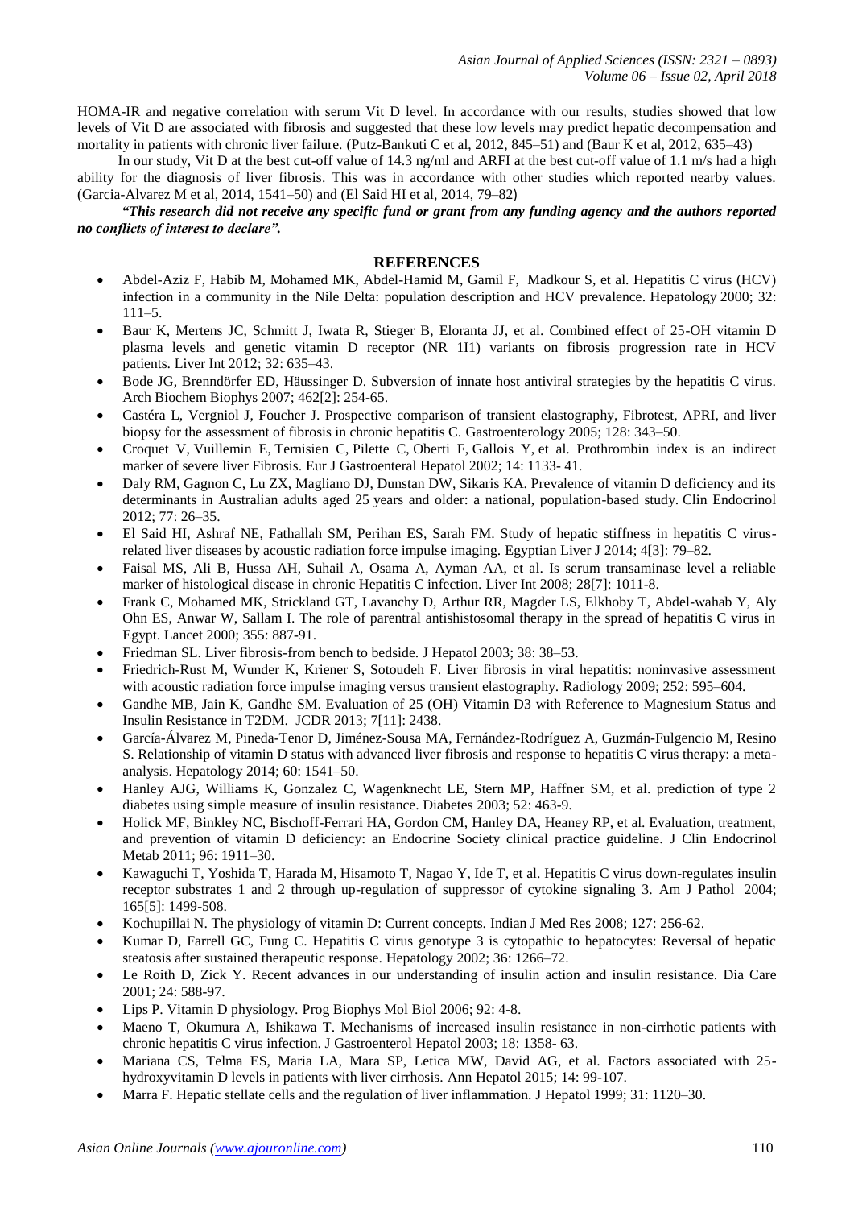HOMA-IR and negative correlation with serum Vit D level. In accordance with our results, studies showed that low levels of Vit D are associated with fibrosis and suggested that these low levels may predict hepatic decompensation and mortality in patients with chronic liver failure. (Putz-Bankuti C et al, 2012, 845–51) and (Baur K et al, 2012, 635–43)

In our study, Vit D at the best cut-off value of 14.3 ng/ml and ARFI at the best cut-off value of 1.1 m/s had a high ability for the diagnosis of liver fibrosis. This was in accordance with other studies which reported nearby values. (Garcia-Alvarez M et al, 2014, 1541–50) and (El Said HI et al, 2014, 79–82)

***"This research did not receive any specific fund or grant from any funding agency and the authors reported no conflicts of interest to declare".***

## REFERENCES

- Abdel-Aziz F, Habib M, Mohamed MK, Abdel-Hamid M, Gamil F, Madkour S, et al. Hepatitis C virus (HCV) infection in a community in the Nile Delta: population description and HCV prevalence. Hepatology 2000; 32: 111–5.
- Baur K, Mertens JC, Schmitt J, Iwata R, Stieger B, Eloranta JJ, et al. Combined effect of 25-OH vitamin D plasma levels and genetic vitamin D receptor (NR 1I1) variants on fibrosis progression rate in HCV patients. Liver Int 2012; 32: 635–43.
- Bode JG, Brenndörfer ED, Häussinger D. Subversion of innate host antiviral strategies by the hepatitis C virus. Arch Biochem Biophys 2007; 462[2]: 254-65.
- Castéra L, Vergniol J, Foucher J. Prospective comparison of transient elastography, Fibrotest, APRI, and liver biopsy for the assessment of fibrosis in chronic hepatitis C. Gastroenterology 2005; 128: 343–50.
- Croquet V, Vuillemin E, Ternisien C, Pilette C, Oberti F, Gallois Y, et al. Prothrombin index is an indirect marker of severe liver Fibrosis. Eur J Gastroenteral Hepatol 2002; 14: 1133- 41.
- Daly RM, Gagnon C, Lu ZX, Magliano DJ, Dunstan DW, Sikaris KA. Prevalence of vitamin D deficiency and its determinants in Australian adults aged 25 years and older: a national, population-based study. Clin Endocrinol 2012; 77: 26–35.
- El Said HI, Ashraf NE, Fathallah SM, Perihan ES, Sarah FM. Study of hepatic stiffness in hepatitis C virus-related liver diseases by acoustic radiation force impulse imaging. Egyptian Liver J 2014; 4[3]: 79–82.
- Faisal MS, Ali B, Hussa AH, Suhail A, Osama A, Ayman AA, et al. Is serum transaminase level a reliable marker of histological disease in chronic Hepatitis C infection. Liver Int 2008; 28[7]: 1011-8.
- Frank C, Mohamed MK, Strickland GT, Lavanchy D, Arthur RR, Magder LS, Elkhoby T, Abdel-wahab Y, Aly Ohn ES, Anwar W, Sallam I. The role of parentral antishistosomal therapy in the spread of hepatitis C virus in Egypt. Lancet 2000; 355: 887-91.
- Friedman SL. Liver fibrosis-from bench to bedside. J Hepatol 2003; 38: 38–53.
- Friedrich-Rust M, Wunder K, Kriener S, Sotoudeh F. Liver fibrosis in viral hepatitis: noninvasive assessment with acoustic radiation force impulse imaging versus transient elastography. Radiology 2009; 252: 595–604.
- Gandhe MB, Jain K, Gandhe SM. Evaluation of 25 (OH) Vitamin D3 with Reference to Magnesium Status and Insulin Resistance in T2DM. JCDR 2013; 7[11]: 2438.
- García-Álvarez M, Pineda-Tenor D, Jiménez-Sousa MA, Fernández-Rodríguez A, Guzmán-Fulgencio M, Resino S. Relationship of vitamin D status with advanced liver fibrosis and response to hepatitis C virus therapy: a meta-analysis. Hepatology 2014; 60: 1541–50.
- Hanley AJG, Williams K, Gonzalez C, Wagenknecht LE, Stern MP, Haffner SM, et al. prediction of type 2 diabetes using simple measure of insulin resistance. Diabetes 2003; 52: 463-9.
- Holick MF, Binkley NC, Bischoff-Ferrari HA, Gordon CM, Hanley DA, Heaney RP, et al. Evaluation, treatment, and prevention of vitamin D deficiency: an Endocrine Society clinical practice guideline. J Clin Endocrinol Metab 2011; 96: 1911–30.
- Kawaguchi T, Yoshida T, Harada M, Hisamoto T, Nagao Y, Ide T, et al. Hepatitis C virus down-regulates insulin receptor substrates 1 and 2 through up-regulation of suppressor of cytokine signaling 3. Am J Pathol 2004; 165[5]: 1499-508.
- Kochupillai N. The physiology of vitamin D: Current concepts. Indian J Med Res 2008; 127: 256-62.
- Kumar D, Farrell GC, Fung C. Hepatitis C virus genotype 3 is cytopathic to hepatocytes: Reversal of hepatic steatosis after sustained therapeutic response. Hepatology 2002; 36: 1266–72.
- Le Roith D, Zick Y. Recent advances in our understanding of insulin action and insulin resistance. Dia Care 2001; 24: 588-97.
- Lips P. Vitamin D physiology. Prog Biophys Mol Biol 2006; 92: 4-8.
- Maeno T, Okumura A, Ishikawa T. Mechanisms of increased insulin resistance in non-cirrhotic patients with chronic hepatitis C virus infection. J Gastroenterol Hepatol 2003; 18: 1358- 63.
- Mariana CS, Telma ES, Maria LA, Mara SP, Letica MW, David AG, et al. Factors associated with 25-hydroxyvitamin D levels in patients with liver cirrhosis. Ann Hepatol 2015; 14: 99-107.
- Marra F. Hepatic stellate cells and the regulation of liver inflammation. J Hepatol 1999; 31: 1120–30.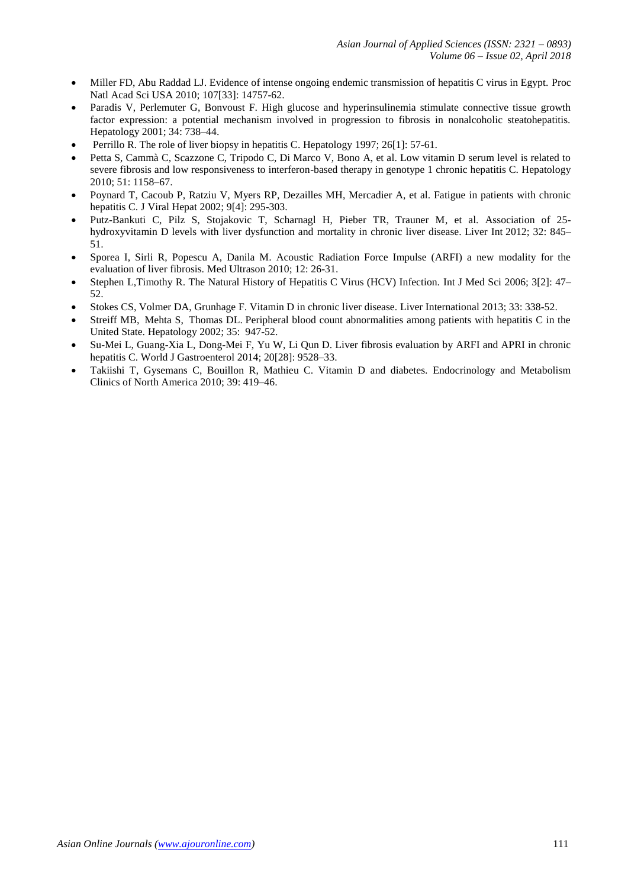- Miller FD, Abu Raddad LJ. Evidence of intense ongoing endemic transmission of hepatitis C virus in Egypt. Proc Natl Acad Sci USA 2010; 107[33]: 14757-62.
- Paradis V, Perlemuter G, Bonvoust F. High glucose and hyperinsulinemia stimulate connective tissue growth factor expression: a potential mechanism involved in progression to fibrosis in nonalcoholic steatohepatitis. Hepatology 2001; 34: 738–44.
- Perrillo R. The role of liver biopsy in hepatitis C. Hepatology 1997; 26[1]: 57-61.
- Petta S, Cammà C, Scazzone C, Tripodo C, Di Marco V, Bono A, et al. Low vitamin D serum level is related to severe fibrosis and low responsiveness to interferon-based therapy in genotype 1 chronic hepatitis C. Hepatology 2010; 51: 1158–67.
- Poynard T, Cacoub P, Ratziu V, Myers RP, Dezailles MH, Mercadier A, et al. Fatigue in patients with chronic hepatitis C. J Viral Hepat 2002; 9[4]: 295-303.
- Putz-Bankuti C, Pilz S, Stojakovic T, Scharnagl H, Pieber TR, Trauner M, et al. Association of 25-hydroxyvitamin D levels with liver dysfunction and mortality in chronic liver disease. Liver Int 2012; 32: 845–51.
- Sporea I, Sirli R, Popescu A, Danila M. Acoustic Radiation Force Impulse (ARFI) a new modality for the evaluation of liver fibrosis. Med Ultrason 2010; 12: 26-31.
- Stephen L,Timothy R. The Natural History of Hepatitis C Virus (HCV) Infection. Int J Med Sci 2006; 3[2]: 47–52.
- Stokes CS, Volmer DA, Grunhage F. Vitamin D in chronic liver disease. Liver International 2013; 33: 338-52.
- Streiff MB, Mehta S, Thomas DL. Peripheral blood count abnormalities among patients with hepatitis C in the United State. Hepatology 2002; 35: 947-52.
- Su-Mei L, Guang-Xia L, Dong-Mei F, Yu W, Li Qun D. Liver fibrosis evaluation by ARFI and APRI in chronic hepatitis C. World J Gastroenterol 2014; 20[28]: 9528–33.
- Takiishi T, Gysemans C, Bouillon R, Mathieu C. Vitamin D and diabetes. Endocrinology and Metabolism Clinics of North America 2010; 39: 419–46.